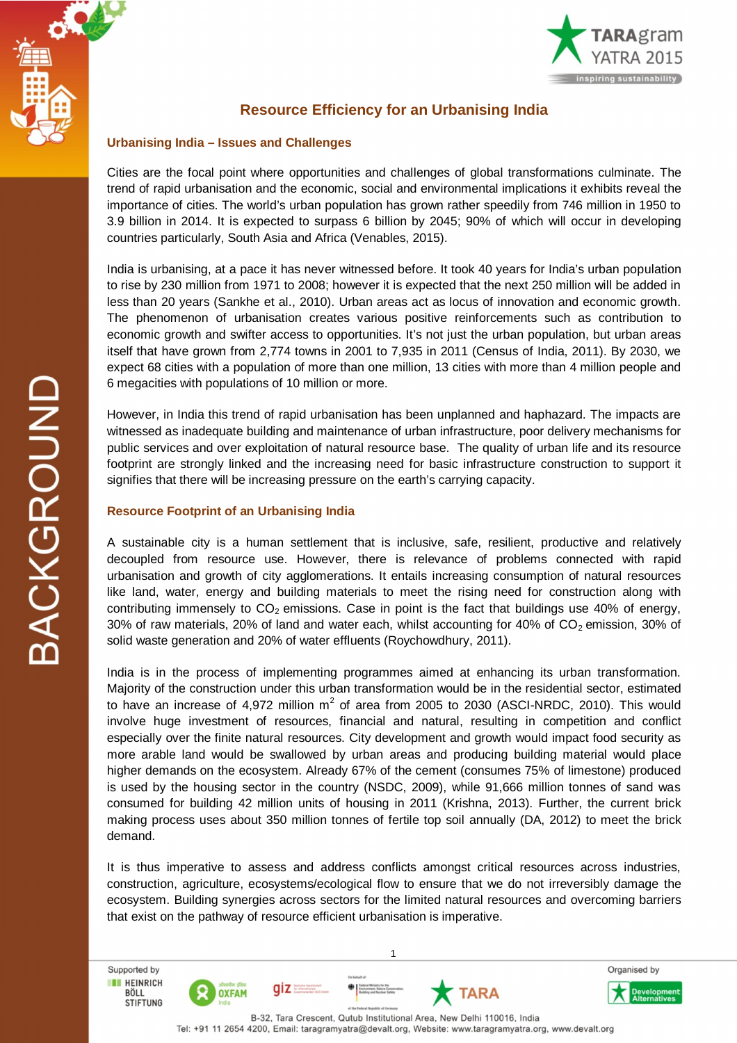# Resource Efficiency for an Urbanising India

## Urbanising India – Issues and Challenges

Cities are the focal point where opportunities and challenges of global transformations culminate. The trend of rapid urbanisation and the economic, social and environmental implications it exhibits reveal the importance of cities. The world's urban population has grown rather speedily from 746 million in 1950 to 3.9 billion in 2014. It is expected to surpass 6 billion by 2045; 90% of which will occur in developing countries particularly, South Asia and Africa (Venables, 2015).

India is urbanising, at a pace it has never witnessed before. It took 40 years for India's urban population to rise by 230 million from 1971 to 2008; however it is expected that the next 250 million will be added in less than 20 years (Sankhe et al., 2010). Urban areas act as locus of innovation and economic growth. The phenomenon of urbanisation creates various positive reinforcements such as contribution to economic growth and swifter access to opportunities. It's not just the urban population, but urban areas itself that have grown from 2,774 towns in 2001 to 7,935 in 2011 (Census of India, 2011). By 2030, we expect 68 cities with a population of more than one million, 13 cities with more than 4 million people and 6 megacities with populations of 10 million or more.

However, in India this trend of rapid urbanisation has been unplanned and haphazard. The impacts are witnessed as inadequate building and maintenance of urban infrastructure, poor delivery mechanisms for public services and over exploitation of natural resource base. The quality of urban life and its resource footprint are strongly linked and the increasing need for basic infrastructure construction to support it signifies that there will be increasing pressure on the earth's carrying capacity.

## Resource Footprint of an Urbanising India

A sustainable city is a human settlement that is inclusive, safe, resilient, productive and relatively decoupled from resource use. However, there is relevance of problems connected with rapid urbanisation and growth of city agglomerations. It entails increasing consumption of natural resources like land, water, energy and building materials to meet the rising need for construction along with contributing immensely to $CO_2$ emissions. Case in point is the fact that buildings use 40% of energy, 30% of raw materials, 20% of land and water each, whilst accounting for 40% of $CO_2$ emission, 30% of solid waste generation and 20% of water effluents (Roychowdhury, 2011).

India is in the process of implementing programmes aimed at enhancing its urban transformation. Majority of the construction under this urban transformation would be in the residential sector, estimated to an increase of 4,972 million $m^2$ of area from 2005 to 2030 (ASCI-NRDC, 2010). This would involve huge investment of resources, financial and natural, resulting in competition and conflict especially over the finite natural resources. City development and growth would impact food security as more arable land would be swallowed by urban areas and producing building material would place higher demands on the ecosystem. Already 67% of the cement (consumes 75% of limestone) produced is used by the housing sector in the country (NSDC, 2009), while 91,666 million tonnes of sand was consumed for building 42 million units of housing in 2011 (Krishna, 2013). Further, the current brick making process uses about 350 million tonnes of fertile top soil annually (DA, 2012) to meet the brick demand.

It is thus imperative to assess and address conflicts amongst critical resources across industries, construction, agriculture, ecosystems/ecological flow to ensure that we do not irreversibly damage the ecosystem. Building synergies across sectors for the limited natural resources and overcoming barriers that exist on the pathway of resource efficient urbanisation is imperative.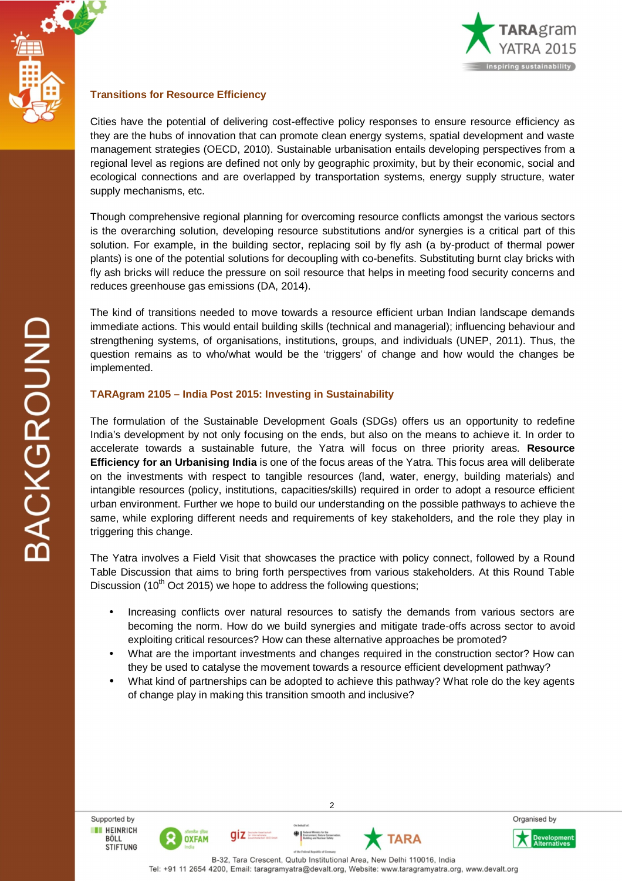## Transitions for Resource Efficiency

Cities have the potential of delivering cost-effective policy responses to ensure resource efficiency as they are the hubs of innovation that can promote clean energy systems, spatial development and waste management strategies (OECD, 2010). Sustainable urbanisation entails developing perspectives from a regional level as regions are defined not only by geographic proximity, but by their economic, social and ecological connections and are overlapped by transportation systems, energy supply structure, water supply mechanisms, etc.

Though comprehensive regional planning for overcoming resource conflicts amongst the various sectors is the overarching solution, developing resource substitutions and/or synergies is a critical part of this solution. For example, in the building sector, replacing soil by fly ash (a by-product of thermal power plants) is one of the potential solutions for decoupling with co-benefits. Substituting burnt clay bricks with fly ash bricks will reduce the pressure on soil resource that helps in meeting food security concerns and reduces greenhouse gas emissions (DA, 2014).

The kind of transitions needed to move towards a resource efficient urban Indian landscape demands immediate actions. This would entail building skills (technical and managerial); influencing behaviour and strengthening systems, of organisations, institutions, groups, and individuals (UNEP, 2011). Thus, the question remains as to who/what would be the 'triggers' of change and how would the changes be implemented.

## TARAgram 2105 – India Post 2015: Investing in Sustainability

The formulation of the Sustainable Development Goals (SDGs) offers us an opportunity to redefine India's development by not only focusing on the ends, but also on the means to achieve it. In order to accelerate towards a sustainable future, the Yatra will focus on three priority areas. **Resource Efficiency for an Urbanising India** is one of the focus areas of the Yatra. This focus area will deliberate on the investments with respect to tangible resources (land, water, energy, building materials) and intangible resources (policy, institutions, capacities/skills) required in order to adopt a resource efficient urban environment. Further we hope to build our understanding on the possible pathways to achieve the same, while exploring different needs and requirements of key stakeholders, and the role they play in triggering this change.

The Yatra involves a Field Visit that showcases the practice with policy connect, followed by a Round Table Discussion that aims to bring forth perspectives from various stakeholders. At this Round Table Discussion (10th Oct 2015) we hope to address the following questions;

- Increasing conflicts over natural resources to satisfy the demands from various sectors are becoming the norm. How do we build synergies and mitigate trade-offs across sector to avoid exploiting critical resources? How can these alternative approaches be promoted?
- What are the important investments and changes required in the construction sector? How can they be used to catalyse the movement towards a resource efficient development pathway?
- What kind of partnerships can be adopted to achieve this pathway? What role do the key agents of change play in making this transition smooth and inclusive?